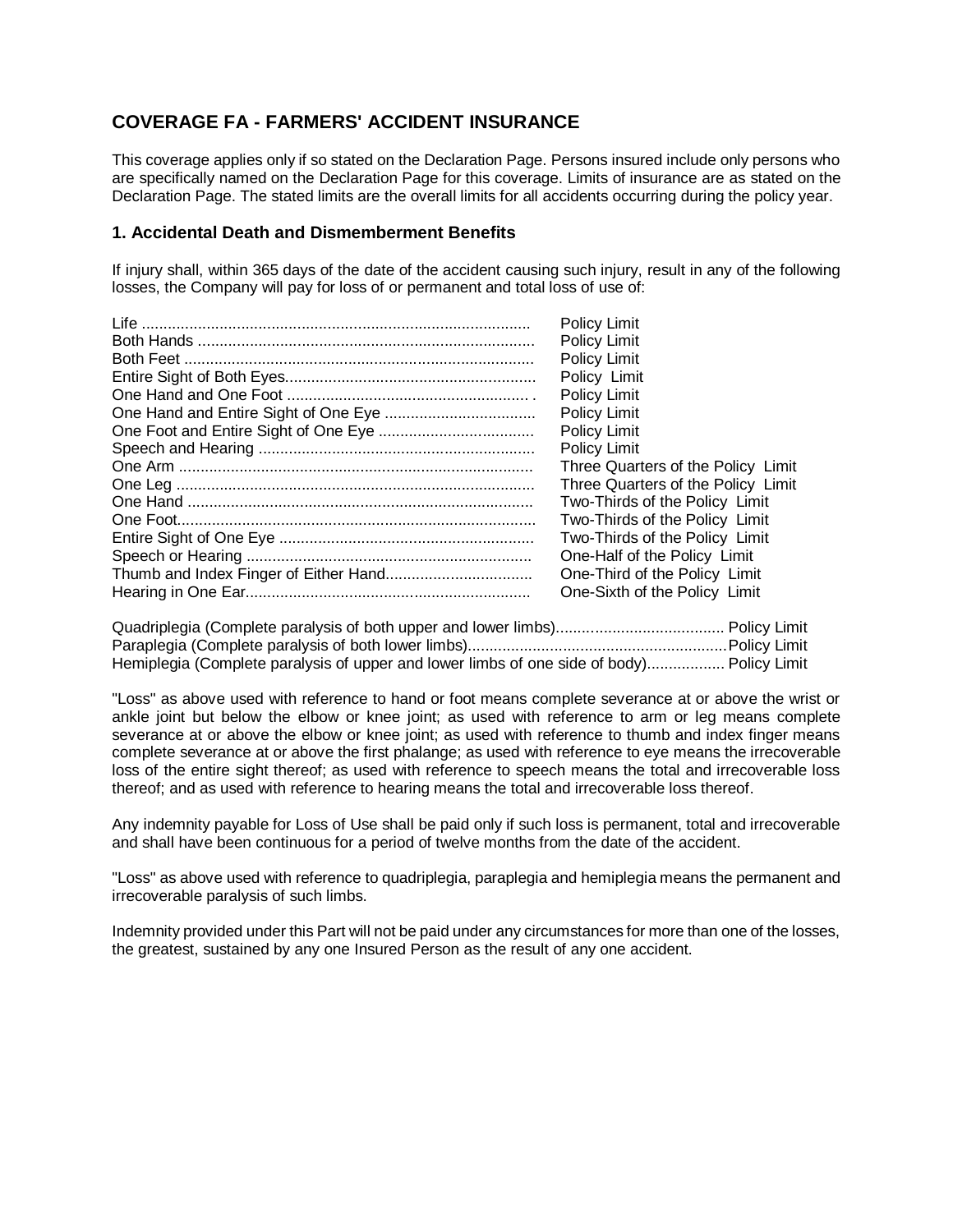## COVERAGE FA - FARMERS' ACCIDENT INSURANCE

This coverage applies only if so stated on the Declaration Page. Persons insured include only persons who are specifically named on the Declaration Page for this coverage. Limits of insurance are as stated on the Declaration Page. The stated limits are the overall limits for all accidents occurring during the policy year.

### 1. Accidental Death and Dismemberment Benefits

If injury shall, within 365 days of the date of the accident causing such injury, result in any of the following losses, the Company will pay for loss of or permanent and total loss of use of:

| | |
|---|---|
| Life | Policy Limit |
| Both Hands | Policy Limit |
| Both Feet | Policy Limit |
| Entire Sight of Both Eyes | Policy Limit |
| One Hand and One Foot | Policy Limit |
| One Hand and Entire Sight of One Eye | Policy Limit |
| One Foot and Entire Sight of One Eye | Policy Limit |
| Speech and Hearing | Policy Limit |
| One Arm | Three Quarters of the Policy Limit |
| One Leg | Three Quarters of the Policy Limit |
| One Hand | Two-Thirds of the Policy Limit |
| One Foot | Two-Thirds of the Policy Limit |
| Entire Sight of One Eye | Two-Thirds of the Policy Limit |
| Speech or Hearing | One-Half of the Policy Limit |
| Thumb and Index Finger of Either Hand | One-Third of the Policy Limit |
| Hearing in One Ear | One-Sixth of the Policy Limit |

| | |
|---|---|
| Quadriplegia (Complete paralysis of both upper and lower limbs) | Policy Limit |
| Paraplegia (Complete paralysis of both lower limbs) | Policy Limit |
| Hemiplegia (Complete paralysis of upper and lower limbs of one side of body) | Policy Limit |

"Loss" as above used with reference to hand or foot means complete severance at or above the wrist or ankle joint but below the elbow or knee joint; as used with reference to arm or leg means complete severance at or above the elbow or knee joint; as used with reference to thumb and index finger means complete severance at or above the first phalange; as used with reference to eye means the irrecoverable loss of the entire sight thereof; as used with reference to speech means the total and irrecoverable loss thereof; and as used with reference to hearing means the total and irrecoverable loss thereof.

Any indemnity payable for Loss of Use shall be paid only if such loss is permanent, total and irrecoverable and shall have been continuous for a period of twelve months from the date of the accident.

"Loss" as above used with reference to quadriplegia, paraplegia and hemiplegia means the permanent and irrecoverable paralysis of such limbs.

Indemnity provided under this Part will not be paid under any circumstances for more than one of the losses, the greatest, sustained by any one Insured Person as the result of any one accident.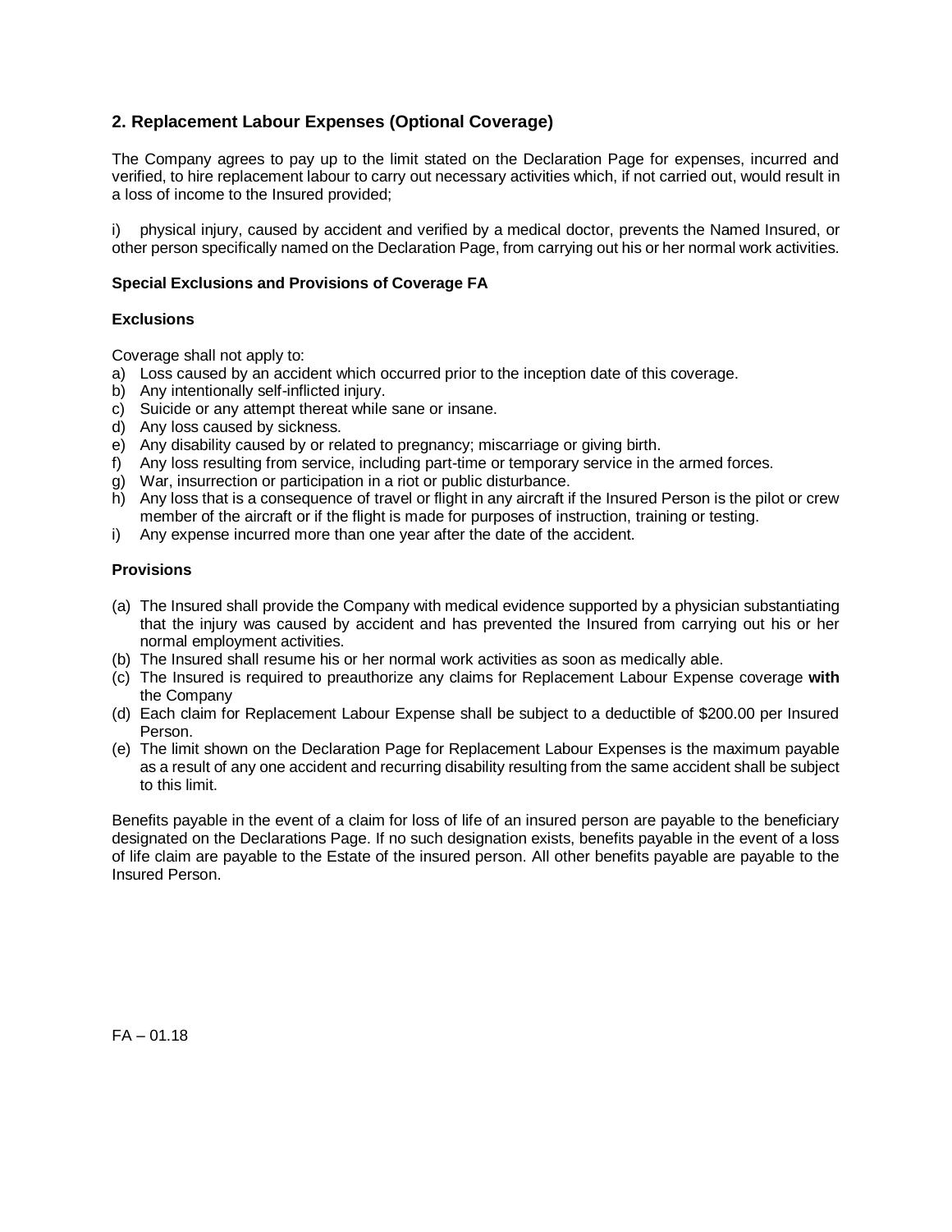## 2. Replacement Labour Expenses (Optional Coverage)

The Company agrees to pay up to the limit stated on the Declaration Page for expenses, incurred and verified, to hire replacement labour to carry out necessary activities which, if not carried out, would result in a loss of income to the Insured provided;

i) physical injury, caused by accident and verified by a medical doctor, prevents the Named Insured, or other person specifically named on the Declaration Page, from carrying out his or her normal work activities.

### Special Exclusions and Provisions of Coverage FA

### Exclusions

Coverage shall not apply to:

a) Loss caused by an accident which occurred prior to the inception date of this coverage.
b) Any intentionally self-inflicted injury.
c) Suicide or any attempt thereat while sane or insane.
d) Any loss caused by sickness.
e) Any disability caused by or related to pregnancy; miscarriage or giving birth.
f) Any loss resulting from service, including part-time or temporary service in the armed forces.
g) War, insurrection or participation in a riot or public disturbance.
h) Any loss that is a consequence of travel or flight in any aircraft if the Insured Person is the pilot or crew member of the aircraft or if the flight is made for purposes of instruction, training or testing.
i) Any expense incurred more than one year after the date of the accident.

### Provisions

(a) The Insured shall provide the Company with medical evidence supported by a physician substantiating that the injury was caused by accident and has prevented the Insured from carrying out his or her normal employment activities.
(b) The Insured shall resume his or her normal work activities as soon as medically able.
(c) The Insured is required to preauthorize any claims for Replacement Labour Expense coverage **with** the Company
(d) Each claim for Replacement Labour Expense shall be subject to a deductible of $200.00 per Insured Person.
(e) The limit shown on the Declaration Page for Replacement Labour Expenses is the maximum payable as a result of any one accident and recurring disability resulting from the same accident shall be subject to this limit.

Benefits payable in the event of a claim for loss of life of an insured person are payable to the beneficiary designated on the Declarations Page. If no such designation exists, benefits payable in the event of a loss of life claim are payable to the Estate of the insured person. All other benefits payable are payable to the Insured Person.

FA – 01.18